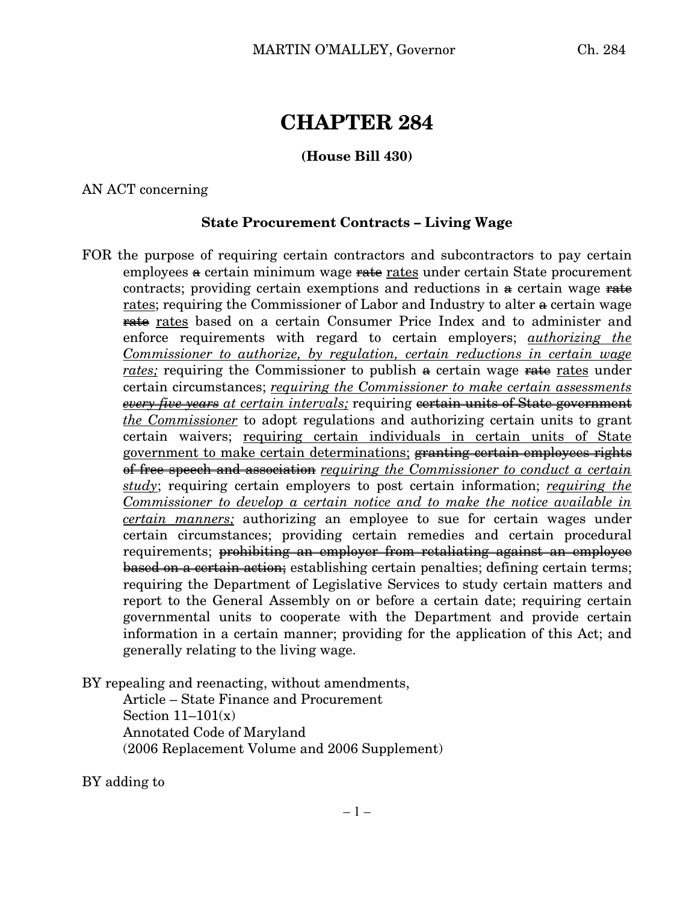# CHAPTER 284

**(House Bill 430)**

AN ACT concerning

**State Procurement Contracts – Living Wage**

FOR the purpose of requiring certain contractors and subcontractors to pay certain employees ~~a~~ certain minimum wage ~~rate~~ rates under certain State procurement contracts; providing certain exemptions and reductions in ~~a~~ certain wage ~~rate~~ rates; requiring the Commissioner of Labor and Industry to alter ~~a~~ certain wage ~~rate~~ rates based on a certain Consumer Price Index and to administer and enforce requirements with regard to certain employers; *authorizing the Commissioner to authorize, by regulation, certain reductions in certain wage rates;* requiring the Commissioner to publish ~~a~~ certain wage ~~rate~~ rates under certain circumstances; *requiring the Commissioner to make certain assessments ~~every five years~~ at certain intervals;* requiring ~~certain units of State government~~ *the Commissioner* to adopt regulations and authorizing certain units to grant certain waivers; requiring certain individuals in certain units of State government to make certain determinations; ~~granting certain employees rights of free speech and association~~ *requiring the Commissioner to conduct a certain study*; requiring certain employers to post certain information; *requiring the Commissioner to develop a certain notice and to make the notice available in certain manners;* authorizing an employee to sue for certain wages under certain circumstances; providing certain remedies and certain procedural requirements; ~~prohibiting an employer from retaliating against an employee based on a certain action;~~ establishing certain penalties; defining certain terms; requiring the Department of Legislative Services to study certain matters and report to the General Assembly on or before a certain date; requiring certain governmental units to cooperate with the Department and provide certain information in a certain manner; providing for the application of this Act; and generally relating to the living wage.

BY repealing and reenacting, without amendments,
Article – State Finance and Procurement
Section 11–101(x)
Annotated Code of Maryland
(2006 Replacement Volume and 2006 Supplement)

BY adding to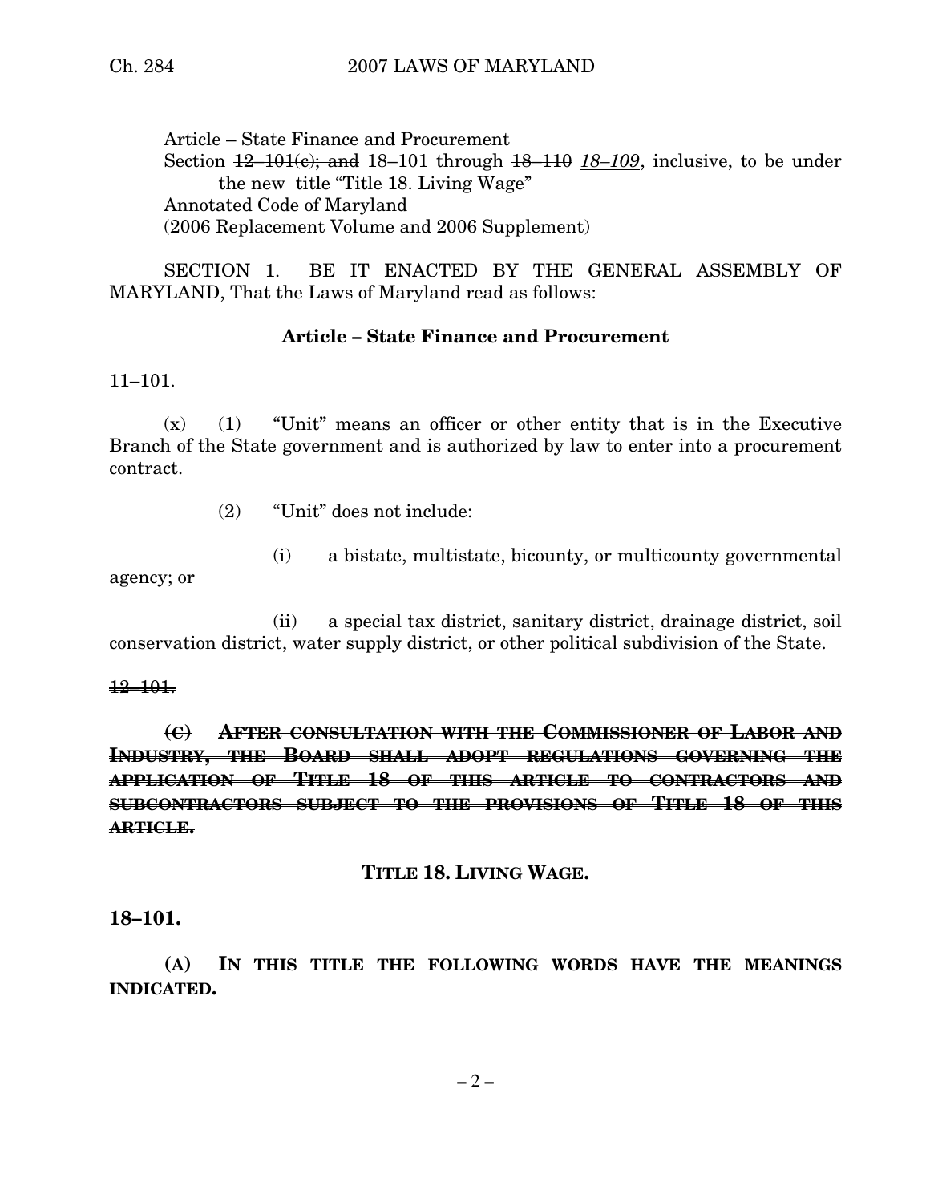Article – State Finance and Procurement
Section ~~12–101(c); and~~ 18–101 through ~~18–110~~ *18–109*, inclusive, to be under the new title "Title 18. Living Wage"
Annotated Code of Maryland
(2006 Replacement Volume and 2006 Supplement)

SECTION 1. BE IT ENACTED BY THE GENERAL ASSEMBLY OF MARYLAND, That the Laws of Maryland read as follows:

**Article – State Finance and Procurement**

11–101.

(x) (1) "Unit" means an officer or other entity that is in the Executive Branch of the State government and is authorized by law to enter into a procurement contract.

(2) "Unit" does not include:

(i) a bistate, multistate, bicounty, or multicounty governmental agency; or

(ii) a special tax district, sanitary district, drainage district, soil conservation district, water supply district, or other political subdivision of the State.

~~12–101.~~

~~**(C) AFTER CONSULTATION WITH THE COMMISSIONER OF LABOR AND INDUSTRY, THE BOARD SHALL ADOPT REGULATIONS GOVERNING THE APPLICATION OF TITLE 18 OF THIS ARTICLE TO CONTRACTORS AND SUBCONTRACTORS SUBJECT TO THE PROVISIONS OF TITLE 18 OF THIS ARTICLE.**~~

**TITLE 18. LIVING WAGE.**

**18–101.**

**(A) IN THIS TITLE THE FOLLOWING WORDS HAVE THE MEANINGS INDICATED.**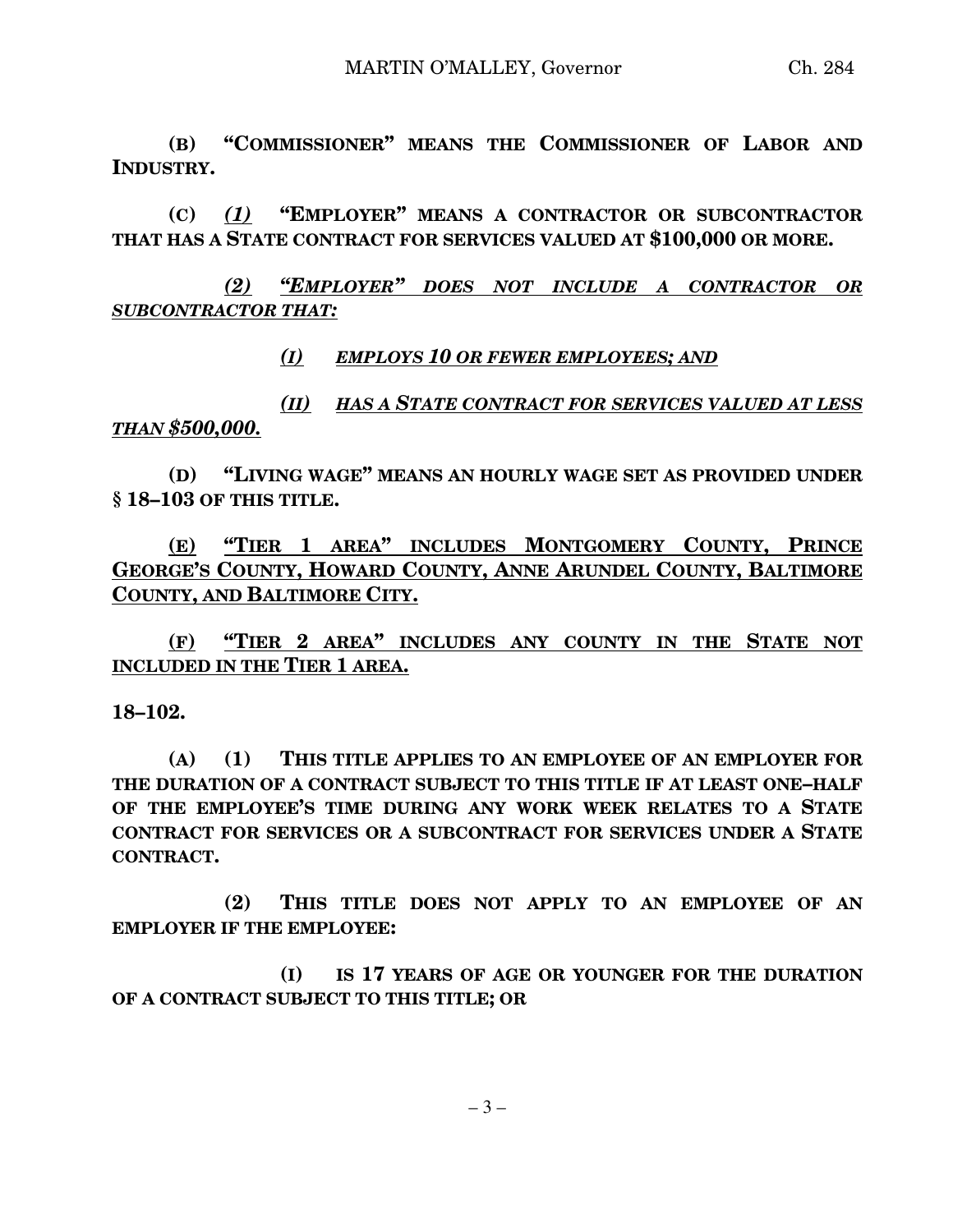**(B) "COMMISSIONER" MEANS THE COMMISSIONER OF LABOR AND INDUSTRY.**

**(C) *(1)* "EMPLOYER" MEANS A CONTRACTOR OR SUBCONTRACTOR THAT HAS A STATE CONTRACT FOR SERVICES VALUED AT $100,000 OR MORE.**

***(2) "EMPLOYER" DOES NOT INCLUDE A CONTRACTOR OR SUBCONTRACTOR THAT:***

***(I) EMPLOYS 10 OR FEWER EMPLOYEES; AND***

***(II) HAS A STATE CONTRACT FOR SERVICES VALUED AT LESS THAN $500,000.***

**(D) "LIVING WAGE" MEANS AN HOURLY WAGE SET AS PROVIDED UNDER § 18–103 OF THIS TITLE.**

**(E) "TIER 1 AREA" INCLUDES MONTGOMERY COUNTY, PRINCE GEORGE'S COUNTY, HOWARD COUNTY, ANNE ARUNDEL COUNTY, BALTIMORE COUNTY, AND BALTIMORE CITY.**

**(F) "TIER 2 AREA" INCLUDES ANY COUNTY IN THE STATE NOT INCLUDED IN THE TIER 1 AREA.**

**18–102.**

**(A) (1) THIS TITLE APPLIES TO AN EMPLOYEE OF AN EMPLOYER FOR THE DURATION OF A CONTRACT SUBJECT TO THIS TITLE IF AT LEAST ONE–HALF OF THE EMPLOYEE'S TIME DURING ANY WORK WEEK RELATES TO A STATE CONTRACT FOR SERVICES OR A SUBCONTRACT FOR SERVICES UNDER A STATE CONTRACT.**

**(2) THIS TITLE DOES NOT APPLY TO AN EMPLOYEE OF AN EMPLOYER IF THE EMPLOYEE:**

**(I) IS 17 YEARS OF AGE OR YOUNGER FOR THE DURATION OF A CONTRACT SUBJECT TO THIS TITLE; OR**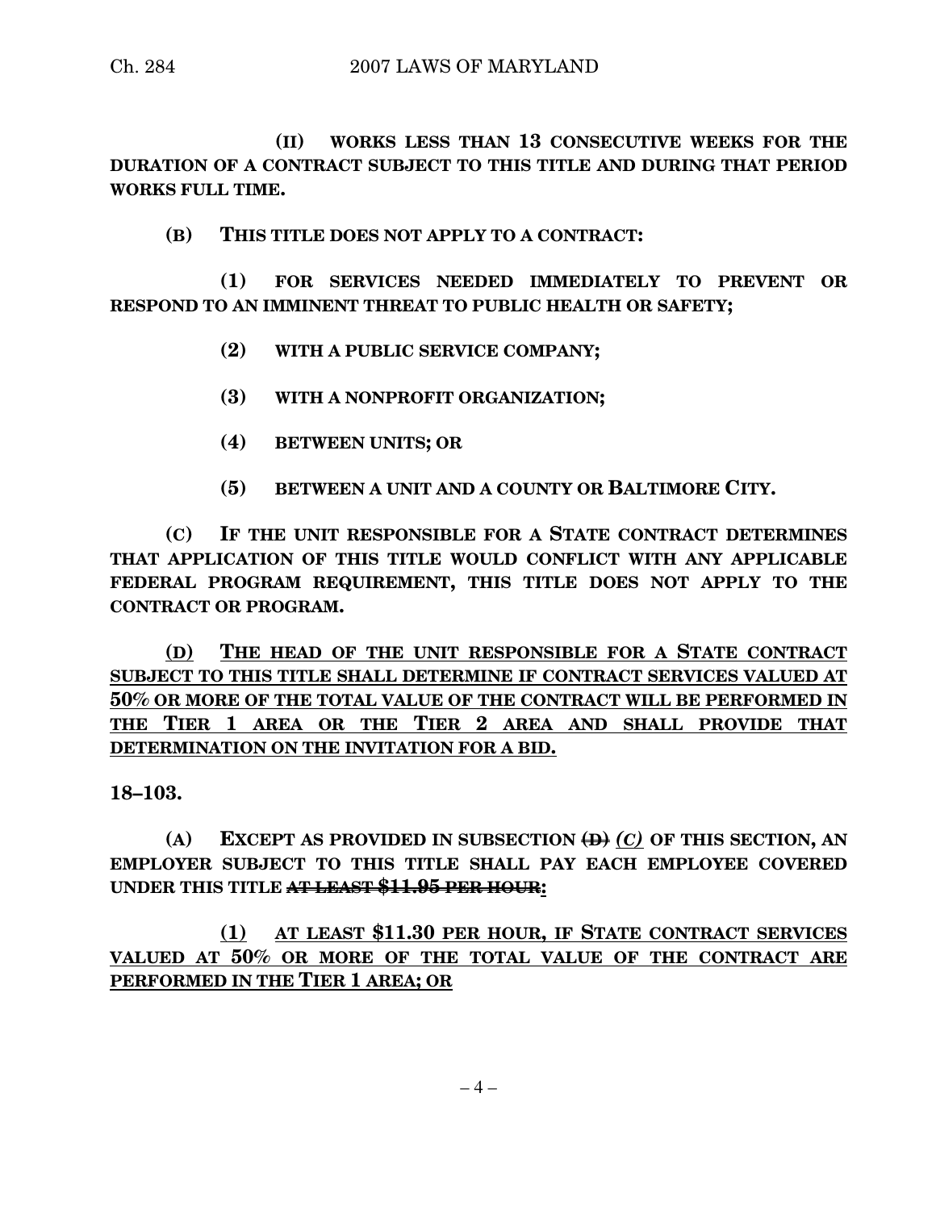**(II) WORKS LESS THAN 13 CONSECUTIVE WEEKS FOR THE DURATION OF A CONTRACT SUBJECT TO THIS TITLE AND DURING THAT PERIOD WORKS FULL TIME.**

**(B) THIS TITLE DOES NOT APPLY TO A CONTRACT:**

**(1) FOR SERVICES NEEDED IMMEDIATELY TO PREVENT OR RESPOND TO AN IMMINENT THREAT TO PUBLIC HEALTH OR SAFETY;**

**(2) WITH A PUBLIC SERVICE COMPANY;**

**(3) WITH A NONPROFIT ORGANIZATION;**

**(4) BETWEEN UNITS; OR**

**(5) BETWEEN A UNIT AND A COUNTY OR BALTIMORE CITY.**

**(C) IF THE UNIT RESPONSIBLE FOR A STATE CONTRACT DETERMINES THAT APPLICATION OF THIS TITLE WOULD CONFLICT WITH ANY APPLICABLE FEDERAL PROGRAM REQUIREMENT, THIS TITLE DOES NOT APPLY TO THE CONTRACT OR PROGRAM.**

<u>**(D) THE HEAD OF THE UNIT RESPONSIBLE FOR A STATE CONTRACT SUBJECT TO THIS TITLE SHALL DETERMINE IF CONTRACT SERVICES VALUED AT 50% OR MORE OF THE TOTAL VALUE OF THE CONTRACT WILL BE PERFORMED IN THE TIER 1 AREA OR THE TIER 2 AREA AND SHALL PROVIDE THAT DETERMINATION ON THE INVITATION FOR A BID.**</u>

**18–103.**

**(A) EXCEPT AS PROVIDED IN SUBSECTION ~~(D)~~ *<u>(C)</u>* OF THIS SECTION, AN EMPLOYER SUBJECT TO THIS TITLE SHALL PAY EACH EMPLOYEE COVERED UNDER THIS TITLE ~~AT LEAST $11.95 PER HOUR~~<u>:</u>**

<u>**(1) AT LEAST $11.30 PER HOUR, IF STATE CONTRACT SERVICES VALUED AT 50% OR MORE OF THE TOTAL VALUE OF THE CONTRACT ARE PERFORMED IN THE TIER 1 AREA; OR**</u>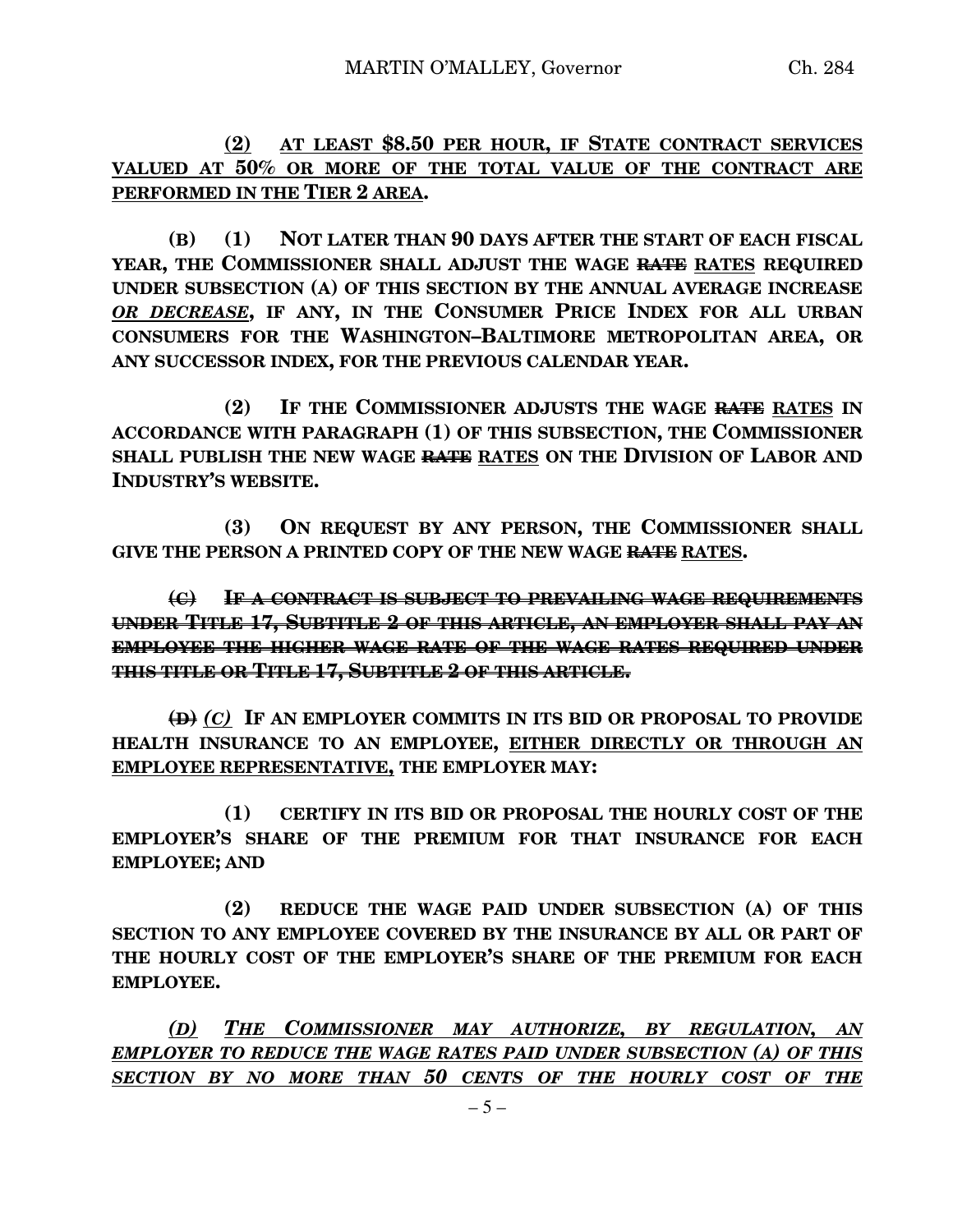**(2) <u>AT LEAST $8.50 PER HOUR, IF STATE CONTRACT SERVICES VALUED AT 50% OR MORE OF THE TOTAL VALUE OF THE CONTRACT ARE PERFORMED IN THE TIER 2 AREA</u>.**

**(B) (1) NOT LATER THAN 90 DAYS AFTER THE START OF EACH FISCAL YEAR, THE COMMISSIONER SHALL ADJUST THE WAGE ~~RATE~~ <u>RATES</u> REQUIRED UNDER SUBSECTION (A) OF THIS SECTION BY THE ANNUAL AVERAGE INCREASE *<u>OR DECREASE</u>*, IF ANY, IN THE CONSUMER PRICE INDEX FOR ALL URBAN CONSUMERS FOR THE WASHINGTON–BALTIMORE METROPOLITAN AREA, OR ANY SUCCESSOR INDEX, FOR THE PREVIOUS CALENDAR YEAR.**

**(2) IF THE COMMISSIONER ADJUSTS THE WAGE ~~RATE~~ <u>RATES</u> IN ACCORDANCE WITH PARAGRAPH (1) OF THIS SUBSECTION, THE COMMISSIONER SHALL PUBLISH THE NEW WAGE ~~RATE~~ <u>RATES</u> ON THE DIVISION OF LABOR AND INDUSTRY'S WEBSITE.**

**(3) ON REQUEST BY ANY PERSON, THE COMMISSIONER SHALL GIVE THE PERSON A PRINTED COPY OF THE NEW WAGE ~~RATE~~ <u>RATES</u>.**

**~~(C) IF A CONTRACT IS SUBJECT TO PREVAILING WAGE REQUIREMENTS UNDER TITLE 17, SUBTITLE 2 OF THIS ARTICLE, AN EMPLOYER SHALL PAY AN EMPLOYEE THE HIGHER WAGE RATE OF THE WAGE RATES REQUIRED UNDER THIS TITLE OR TITLE 17, SUBTITLE 2 OF THIS ARTICLE.~~**

**~~(D)~~ *<u>(C)</u>* IF AN EMPLOYER COMMITS IN ITS BID OR PROPOSAL TO PROVIDE HEALTH INSURANCE TO AN EMPLOYEE, <u>EITHER DIRECTLY OR THROUGH AN EMPLOYEE REPRESENTATIVE,</u> THE EMPLOYER MAY:**

**(1) CERTIFY IN ITS BID OR PROPOSAL THE HOURLY COST OF THE EMPLOYER'S SHARE OF THE PREMIUM FOR THAT INSURANCE FOR EACH EMPLOYEE; AND**

**(2) REDUCE THE WAGE PAID UNDER SUBSECTION (A) OF THIS SECTION TO ANY EMPLOYEE COVERED BY THE INSURANCE BY ALL OR PART OF THE HOURLY COST OF THE EMPLOYER'S SHARE OF THE PREMIUM FOR EACH EMPLOYEE.**

***<u>(D) THE COMMISSIONER MAY AUTHORIZE, BY REGULATION, AN EMPLOYER TO REDUCE THE WAGE RATES PAID UNDER SUBSECTION (A) OF THIS SECTION BY NO MORE THAN 50 CENTS OF THE HOURLY COST OF THE</u>***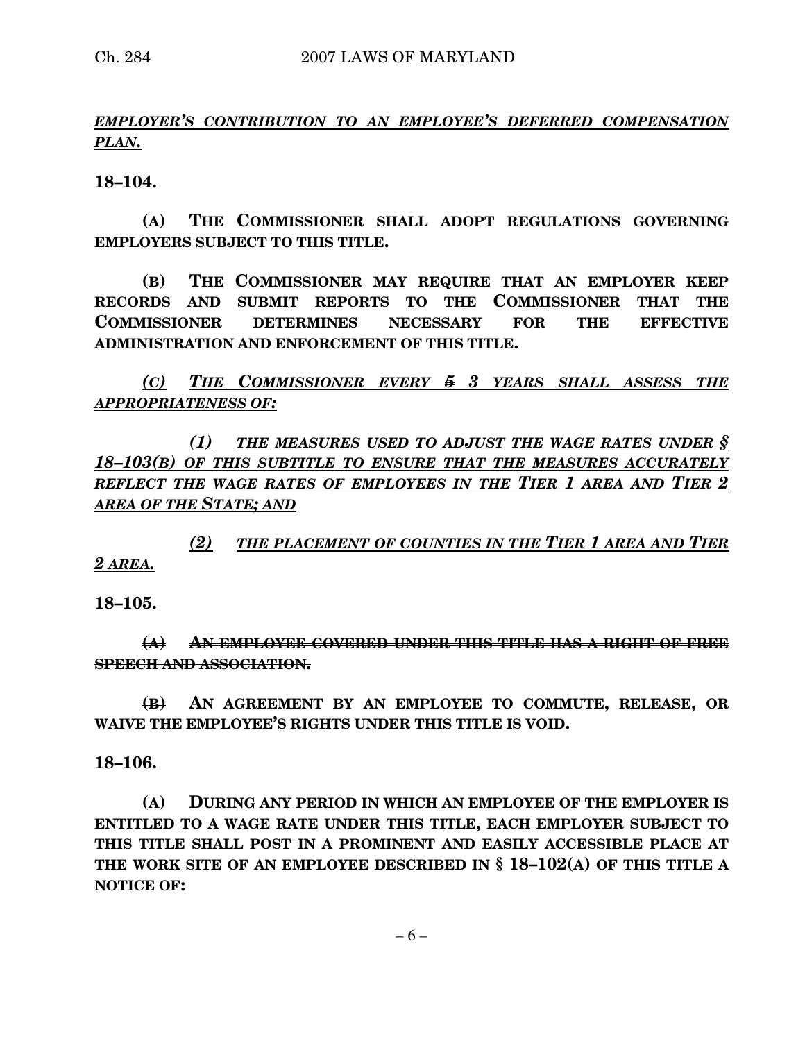***EMPLOYER'S CONTRIBUTION TO AN EMPLOYEE'S DEFERRED COMPENSATION PLAN.***

**18–104.**

**(A) THE COMMISSIONER SHALL ADOPT REGULATIONS GOVERNING EMPLOYERS SUBJECT TO THIS TITLE.**

**(B) THE COMMISSIONER MAY REQUIRE THAT AN EMPLOYER KEEP RECORDS AND SUBMIT REPORTS TO THE COMMISSIONER THAT THE COMMISSIONER DETERMINES NECESSARY FOR THE EFFECTIVE ADMINISTRATION AND ENFORCEMENT OF THIS TITLE.**

***(C) THE COMMISSIONER EVERY ~~5~~ 3 YEARS SHALL ASSESS THE APPROPRIATENESS OF:***

***(1) THE MEASURES USED TO ADJUST THE WAGE RATES UNDER § 18–103(B) OF THIS SUBTITLE TO ENSURE THAT THE MEASURES ACCURATELY REFLECT THE WAGE RATES OF EMPLOYEES IN THE TIER 1 AREA AND TIER 2 AREA OF THE STATE; AND***

***(2) THE PLACEMENT OF COUNTIES IN THE TIER 1 AREA AND TIER 2 AREA.***

**18–105.**

~~**(A) AN EMPLOYEE COVERED UNDER THIS TITLE HAS A RIGHT OF FREE SPEECH AND ASSOCIATION.**~~

~~**(B)**~~ **AN AGREEMENT BY AN EMPLOYEE TO COMMUTE, RELEASE, OR WAIVE THE EMPLOYEE'S RIGHTS UNDER THIS TITLE IS VOID.**

**18–106.**

**(A) DURING ANY PERIOD IN WHICH AN EMPLOYEE OF THE EMPLOYER IS ENTITLED TO A WAGE RATE UNDER THIS TITLE, EACH EMPLOYER SUBJECT TO THIS TITLE SHALL POST IN A PROMINENT AND EASILY ACCESSIBLE PLACE AT THE WORK SITE OF AN EMPLOYEE DESCRIBED IN § 18–102(A) OF THIS TITLE A NOTICE OF:**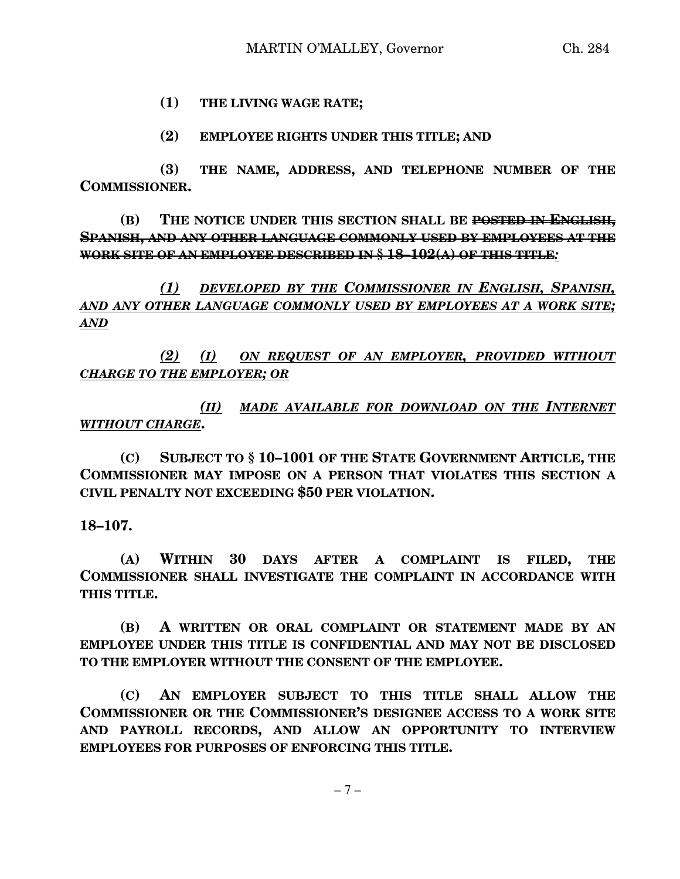**(1) THE LIVING WAGE RATE;**

**(2) EMPLOYEE RIGHTS UNDER THIS TITLE; AND**

**(3) THE NAME, ADDRESS, AND TELEPHONE NUMBER OF THE COMMISSIONER.**

**(B) THE NOTICE UNDER THIS SECTION SHALL BE ~~POSTED IN ENGLISH, SPANISH, AND ANY OTHER LANGUAGE COMMONLY USED BY EMPLOYEES AT THE WORK SITE OF AN EMPLOYEE DESCRIBED IN § 18–102(A) OF THIS TITLE.~~***:*

*<u>(1) DEVELOPED BY THE COMMISSIONER IN ENGLISH, SPANISH, AND ANY OTHER LANGUAGE COMMONLY USED BY EMPLOYEES AT A WORK SITE; AND</u>*

*<u>(2) (I) ON REQUEST OF AN EMPLOYER, PROVIDED WITHOUT CHARGE TO THE EMPLOYER; OR</u>*

*<u>(II) MADE AVAILABLE FOR DOWNLOAD ON THE INTERNET WITHOUT CHARGE</u>***.**

**(C) SUBJECT TO § 10–1001 OF THE STATE GOVERNMENT ARTICLE, THE COMMISSIONER MAY IMPOSE ON A PERSON THAT VIOLATES THIS SECTION A CIVIL PENALTY NOT EXCEEDING $50 PER VIOLATION.**

**18–107.**

**(A) WITHIN 30 DAYS AFTER A COMPLAINT IS FILED, THE COMMISSIONER SHALL INVESTIGATE THE COMPLAINT IN ACCORDANCE WITH THIS TITLE.**

**(B) A WRITTEN OR ORAL COMPLAINT OR STATEMENT MADE BY AN EMPLOYEE UNDER THIS TITLE IS CONFIDENTIAL AND MAY NOT BE DISCLOSED TO THE EMPLOYER WITHOUT THE CONSENT OF THE EMPLOYEE.**

**(C) AN EMPLOYER SUBJECT TO THIS TITLE SHALL ALLOW THE COMMISSIONER OR THE COMMISSIONER'S DESIGNEE ACCESS TO A WORK SITE AND PAYROLL RECORDS, AND ALLOW AN OPPORTUNITY TO INTERVIEW EMPLOYEES FOR PURPOSES OF ENFORCING THIS TITLE.**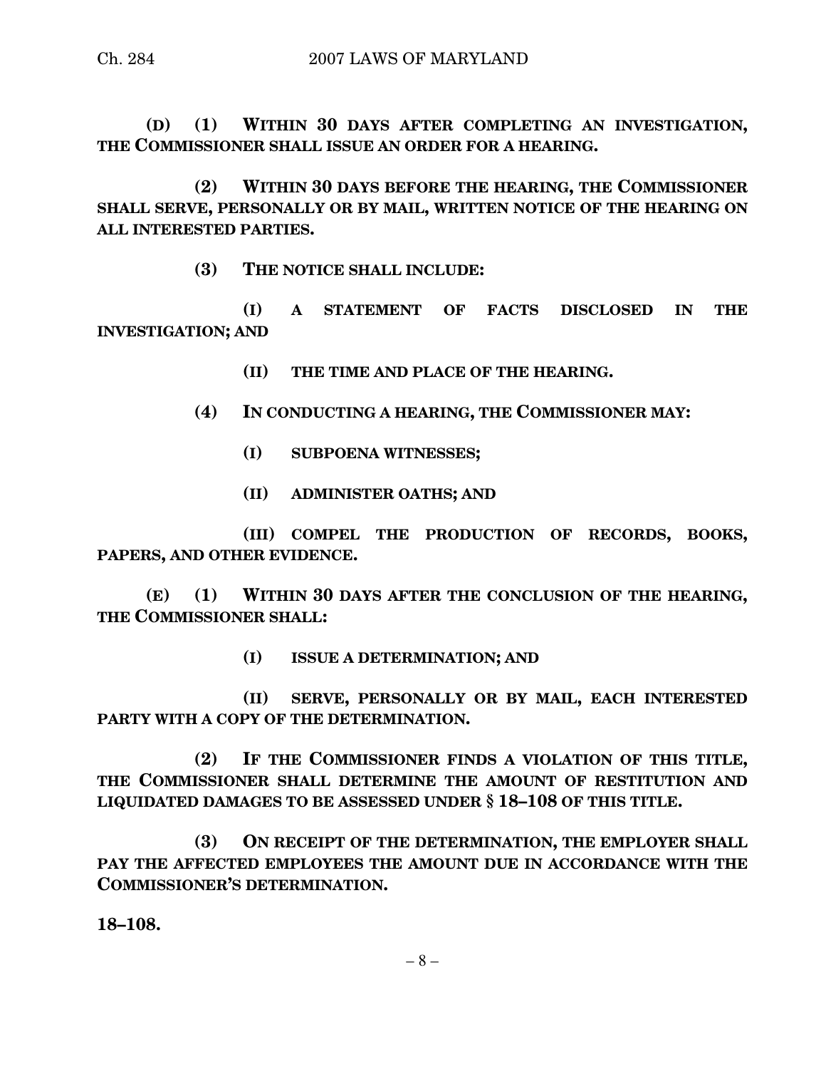**(D) (1) WITHIN 30 DAYS AFTER COMPLETING AN INVESTIGATION, THE COMMISSIONER SHALL ISSUE AN ORDER FOR A HEARING.**

**(2) WITHIN 30 DAYS BEFORE THE HEARING, THE COMMISSIONER SHALL SERVE, PERSONALLY OR BY MAIL, WRITTEN NOTICE OF THE HEARING ON ALL INTERESTED PARTIES.**

**(3) THE NOTICE SHALL INCLUDE:**

**(I) A STATEMENT OF FACTS DISCLOSED IN THE INVESTIGATION; AND**

**(II) THE TIME AND PLACE OF THE HEARING.**

**(4) IN CONDUCTING A HEARING, THE COMMISSIONER MAY:**

**(I) SUBPOENA WITNESSES;**

**(II) ADMINISTER OATHS; AND**

**(III) COMPEL THE PRODUCTION OF RECORDS, BOOKS, PAPERS, AND OTHER EVIDENCE.**

**(E) (1) WITHIN 30 DAYS AFTER THE CONCLUSION OF THE HEARING, THE COMMISSIONER SHALL:**

**(I) ISSUE A DETERMINATION; AND**

**(II) SERVE, PERSONALLY OR BY MAIL, EACH INTERESTED PARTY WITH A COPY OF THE DETERMINATION.**

**(2) IF THE COMMISSIONER FINDS A VIOLATION OF THIS TITLE, THE COMMISSIONER SHALL DETERMINE THE AMOUNT OF RESTITUTION AND LIQUIDATED DAMAGES TO BE ASSESSED UNDER § 18–108 OF THIS TITLE.**

**(3) ON RECEIPT OF THE DETERMINATION, THE EMPLOYER SHALL PAY THE AFFECTED EMPLOYEES THE AMOUNT DUE IN ACCORDANCE WITH THE COMMISSIONER'S DETERMINATION.**

**18–108.**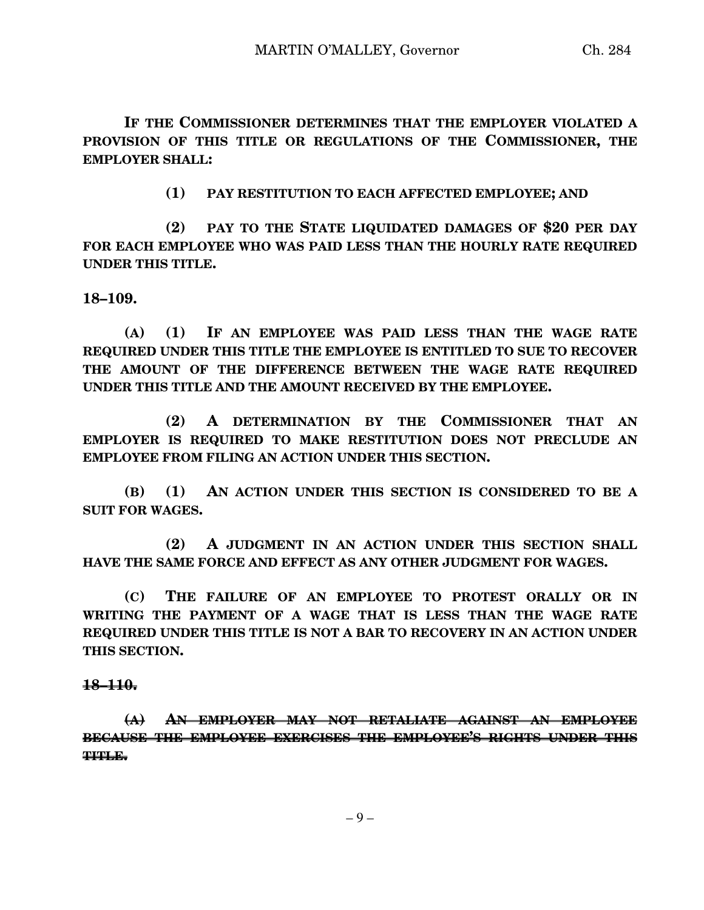**IF THE COMMISSIONER DETERMINES THAT THE EMPLOYER VIOLATED A PROVISION OF THIS TITLE OR REGULATIONS OF THE COMMISSIONER, THE EMPLOYER SHALL:**

**(1) PAY RESTITUTION TO EACH AFFECTED EMPLOYEE; AND**

**(2) PAY TO THE STATE LIQUIDATED DAMAGES OF $20 PER DAY FOR EACH EMPLOYEE WHO WAS PAID LESS THAN THE HOURLY RATE REQUIRED UNDER THIS TITLE.**

**18–109.**

**(A) (1) IF AN EMPLOYEE WAS PAID LESS THAN THE WAGE RATE REQUIRED UNDER THIS TITLE THE EMPLOYEE IS ENTITLED TO SUE TO RECOVER THE AMOUNT OF THE DIFFERENCE BETWEEN THE WAGE RATE REQUIRED UNDER THIS TITLE AND THE AMOUNT RECEIVED BY THE EMPLOYEE.**

**(2) A DETERMINATION BY THE COMMISSIONER THAT AN EMPLOYER IS REQUIRED TO MAKE RESTITUTION DOES NOT PRECLUDE AN EMPLOYEE FROM FILING AN ACTION UNDER THIS SECTION.**

**(B) (1) AN ACTION UNDER THIS SECTION IS CONSIDERED TO BE A SUIT FOR WAGES.**

**(2) A JUDGMENT IN AN ACTION UNDER THIS SECTION SHALL HAVE THE SAME FORCE AND EFFECT AS ANY OTHER JUDGMENT FOR WAGES.**

**(C) THE FAILURE OF AN EMPLOYEE TO PROTEST ORALLY OR IN WRITING THE PAYMENT OF A WAGE THAT IS LESS THAN THE WAGE RATE REQUIRED UNDER THIS TITLE IS NOT A BAR TO RECOVERY IN AN ACTION UNDER THIS SECTION.**

~~**18–110.**~~

~~**(A) AN EMPLOYER MAY NOT RETALIATE AGAINST AN EMPLOYEE BECAUSE THE EMPLOYEE EXERCISES THE EMPLOYEE'S RIGHTS UNDER THIS TITLE.**~~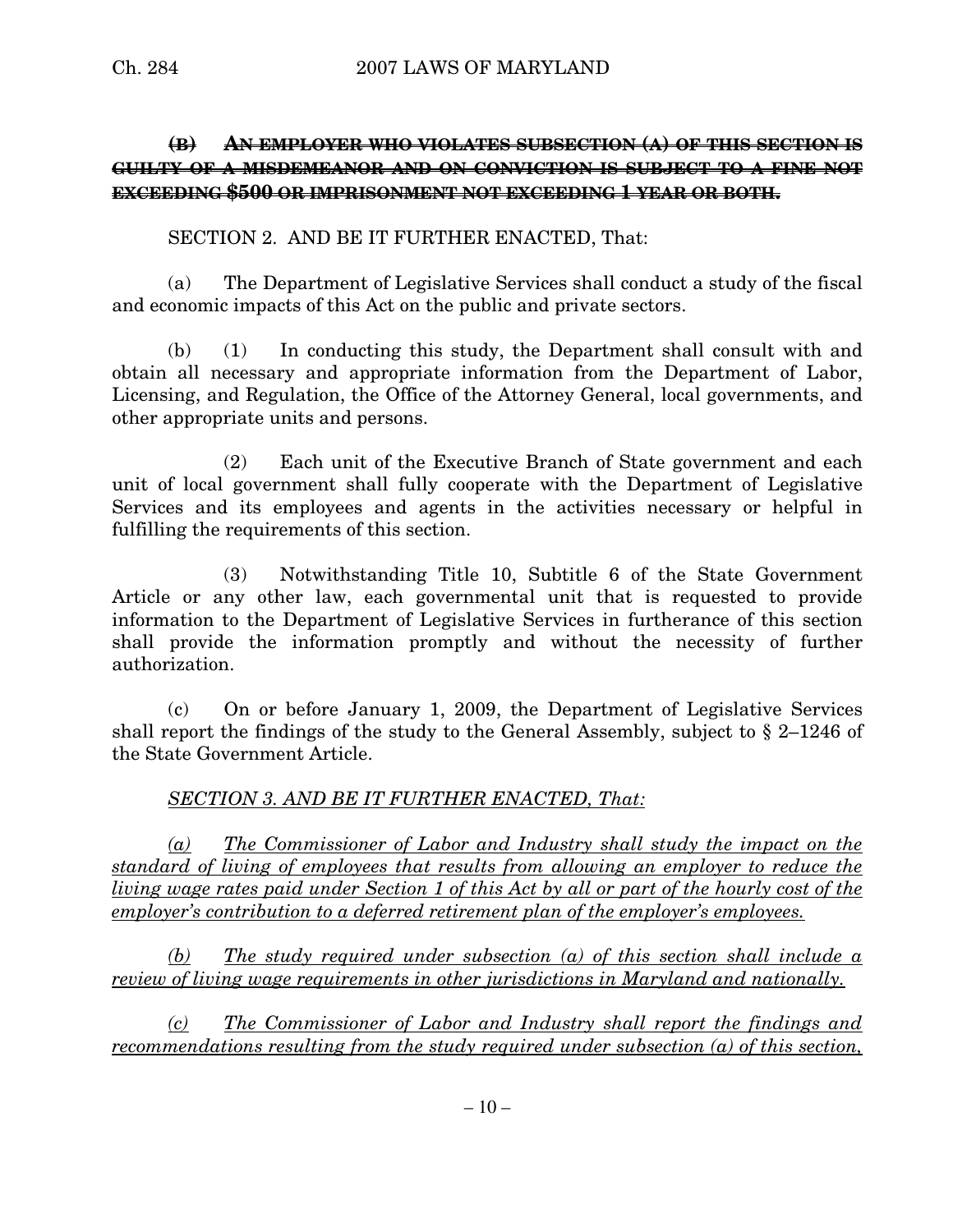~~**(B) AN EMPLOYER WHO VIOLATES SUBSECTION (A) OF THIS SECTION IS GUILTY OF A MISDEMEANOR AND ON CONVICTION IS SUBJECT TO A FINE NOT EXCEEDING $500 OR IMPRISONMENT NOT EXCEEDING 1 YEAR OR BOTH.**~~

SECTION 2. AND BE IT FURTHER ENACTED, That:

(a) The Department of Legislative Services shall conduct a study of the fiscal and economic impacts of this Act on the public and private sectors.

(b) (1) In conducting this study, the Department shall consult with and obtain all necessary and appropriate information from the Department of Labor, Licensing, and Regulation, the Office of the Attorney General, local governments, and other appropriate units and persons.

(2) Each unit of the Executive Branch of State government and each unit of local government shall fully cooperate with the Department of Legislative Services and its employees and agents in the activities necessary or helpful in fulfilling the requirements of this section.

(3) Notwithstanding Title 10, Subtitle 6 of the State Government Article or any other law, each governmental unit that is requested to provide information to the Department of Legislative Services in furtherance of this section shall provide the information promptly and without the necessity of further authorization.

(c) On or before January 1, 2009, the Department of Legislative Services shall report the findings of the study to the General Assembly, subject to § 2–1246 of the State Government Article.

<u>*SECTION 3. AND BE IT FURTHER ENACTED, That:*</u>

<u>*(a) The Commissioner of Labor and Industry shall study the impact on the standard of living of employees that results from allowing an employer to reduce the living wage rates paid under Section 1 of this Act by all or part of the hourly cost of the employer's contribution to a deferred retirement plan of the employer's employees.*</u>

<u>*(b) The study required under subsection (a) of this section shall include a review of living wage requirements in other jurisdictions in Maryland and nationally.*</u>

<u>*(c) The Commissioner of Labor and Industry shall report the findings and recommendations resulting from the study required under subsection (a) of this section,*</u>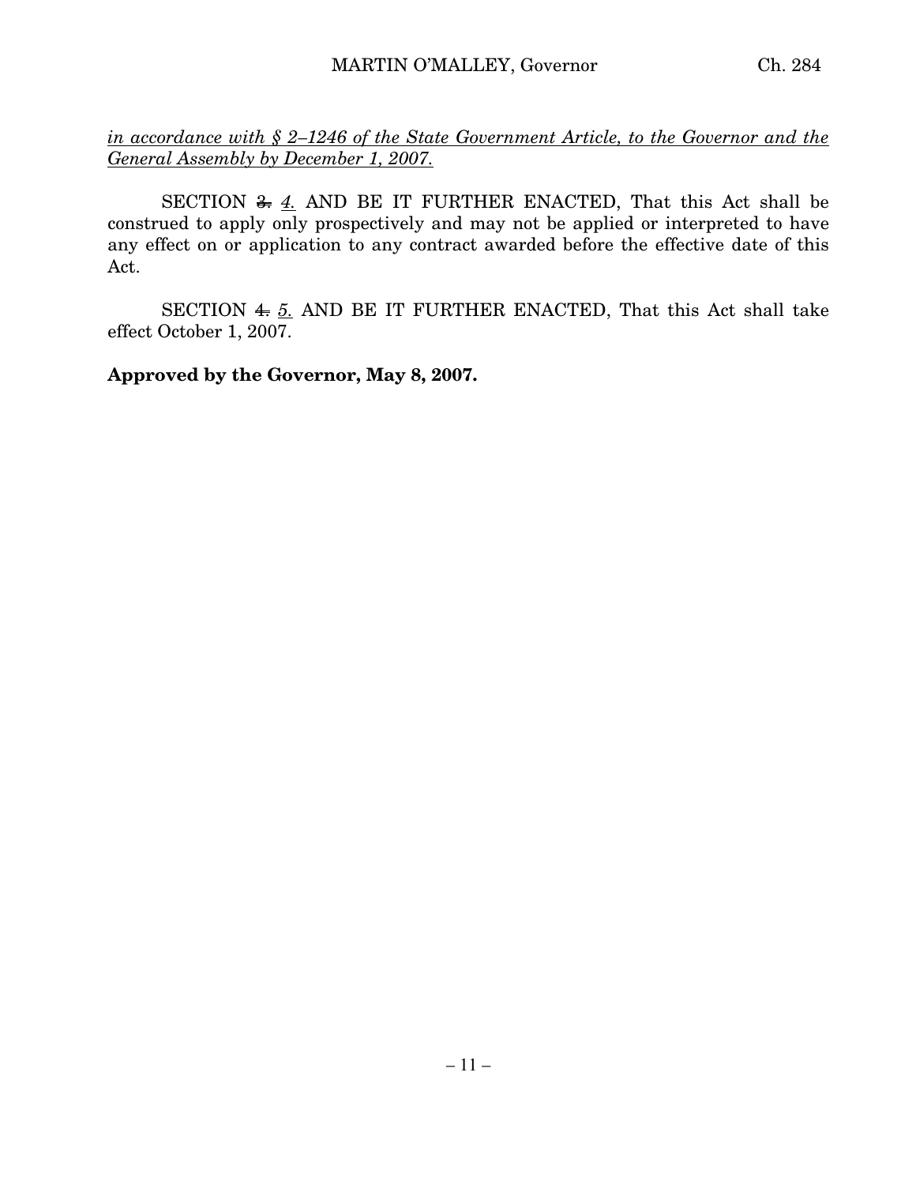*in accordance with § 2–1246 of the State Government Article, to the Governor and the General Assembly by December 1, 2007.*

SECTION ~~3.~~ *4.* AND BE IT FURTHER ENACTED, That this Act shall be construed to apply only prospectively and may not be applied or interpreted to have any effect on or application to any contract awarded before the effective date of this Act.

SECTION ~~4.~~ *5.* AND BE IT FURTHER ENACTED, That this Act shall take effect October 1, 2007.

**Approved by the Governor, May 8, 2007.**